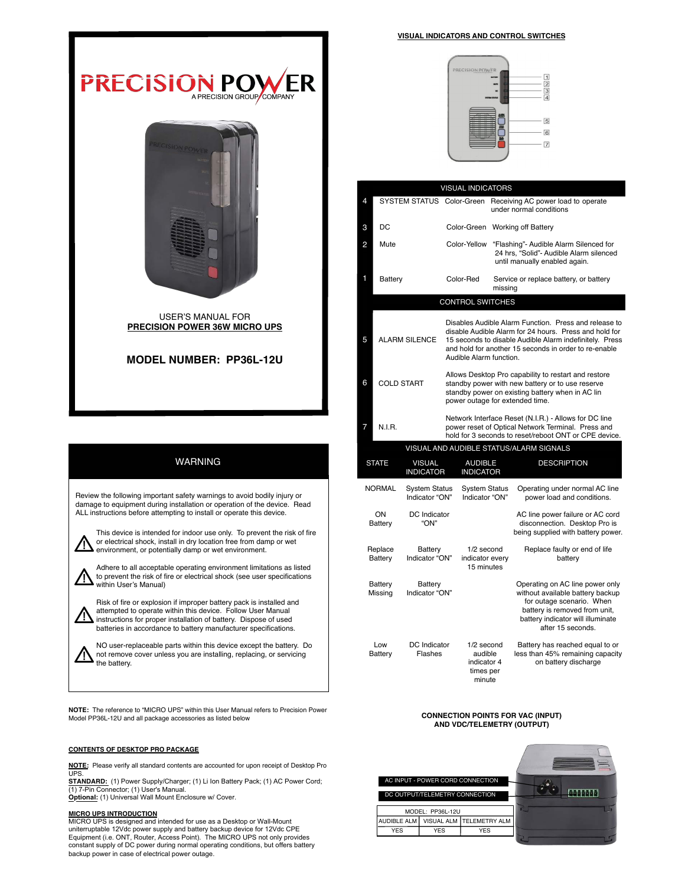# PRECISION POWER

A PRECISION GROUP COMPANY

USER'S MANUAL FOR
**PRECISION POWER 36W MICRO UPS**

## MODEL NUMBER: PP36L-12U

## WARNING

Review the following important safety warnings to avoid bodily injury or damage to equipment during installation or operation of the device. Read ALL instructions before attempting to install or operate this device.

- This device is intended for indoor use only. To prevent the risk of fire or electrical shock, install in dry location free from damp or wet environment, or potentially damp or wet environment.
- Adhere to all acceptable operating environment limitations as listed to prevent the risk of fire or electrical shock (see user specifications within User's Manual)
- Risk of fire or explosion if improper battery pack is installed and attempted to operate within this device. Follow User Manual instructions for proper installation of battery. Dispose of used batteries in accordance to battery manufacturer specifications.
- NO user-replaceable parts within this device except the battery. Do not remove cover unless you are installing, replacing, or servicing the battery.

**NOTE:** The reference to "MICRO UPS" within this User Manual refers to Precision Power Model PP36L-12U and all package accessories as listed below

### CONTENTS OF DESKTOP PRO PACKAGE

**NOTE:** Please verify all standard contents are accounted for upon receipt of Desktop Pro UPS.
**STANDARD:** (1) Power Supply/Charger; (1) Li Ion Battery Pack; (1) AC Power Cord; (1) 7-Pin Connector; (1) User's Manual.
**Optional:** (1) Universal Wall Mount Enclosure w/ Cover.

### MICRO UPS INTRODUCTION

MICRO UPS is designed and intended for use as a Desktop or Wall-Mount uniterruptable 12Vdc power supply and battery backup device for 12Vdc CPE Equipment (i.e. ONT, Router, Access Point). The MICRO UPS not only provides constant supply of DC power during normal operating conditions, but offers battery backup power in case of electrical power outage.

### VISUAL INDICATORS AND CONTROL SWITCHES

| VISUAL INDICATORS | | | |
|---|---|---|---|
| 4 | SYSTEM STATUS | Color-Green | Receiving AC power load to operate under normal conditions |
| 3 | DC | Color-Green | Working off Battery |
| 2 | Mute | Color-Yellow | "Flashing"- Audible Alarm Silenced for 24 hrs, "Solid"- Audible Alarm silenced until manually enabled again. |
| 1 | Battery | Color-Red | Service or replace battery, or battery missing |

| CONTROL SWITCHES | | |
|---|---|---|
| 5 | ALARM SILENCE | Disables Audible Alarm Function. Press and release to disable Audible Alarm for 24 hours. Press and hold for 15 seconds to disable Audible Alarm indefinitely. Press and hold for another 15 seconds in order to re-enable Audible Alarm function. |
| 6 | COLD START | Allows Desktop Pro capability to restart and restore standby power with new battery or to use reserve standby power on existing battery when in AC lin power outage for extended time. |
| 7 | N.I.R. | Network Interface Reset (N.I.R.) - Allows for DC line power reset of Optical Network Terminal. Press and hold for 3 seconds to reset/reboot ONT or CPE device. |

**VISUAL AND AUDIBLE STATUS/ALARM SIGNALS**

| STATE | VISUAL INDICATOR | AUDIBLE INDICATOR | DESCRIPTION |
|---|---|---|---|
| NORMAL | System Status Indicator "ON" | System Status Indicator "ON" | Operating under normal AC line power load and conditions. |
| ON Battery | DC Indicator "ON" | | AC line power failure or AC cord disconnection. Desktop Pro is being supplied with battery power. |
| Replace Battery | Battery Indicator "ON" | 1/2 second indicator every 15 minutes | Replace faulty or end of life battery |
| Battery Missing | Battery Indicator "ON" | | Operating on AC line power only without available battery backup for outage scenario. When battery is removed from unit, battery indicator will illuminate after 15 seconds. |
| Low Battery | DC Indicator Flashes | 1/2 second audible indicator 4 times per minute | Battery has reached equal to or less than 45% remaining capacity on battery discharge |

### CONNECTION POINTS FOR VAC (INPUT) AND VDC/TELEMETRY (OUTPUT)

AC INPUT - POWER CORD CONNECTION

DC OUTPUT/TELEMETRY CONNECTION

| MODEL: PP36L-12U | | |
|---|---|---|
| AUDIBLE ALM | VISUAL ALM | TELEMETRY ALM |
| YES | YES | YES |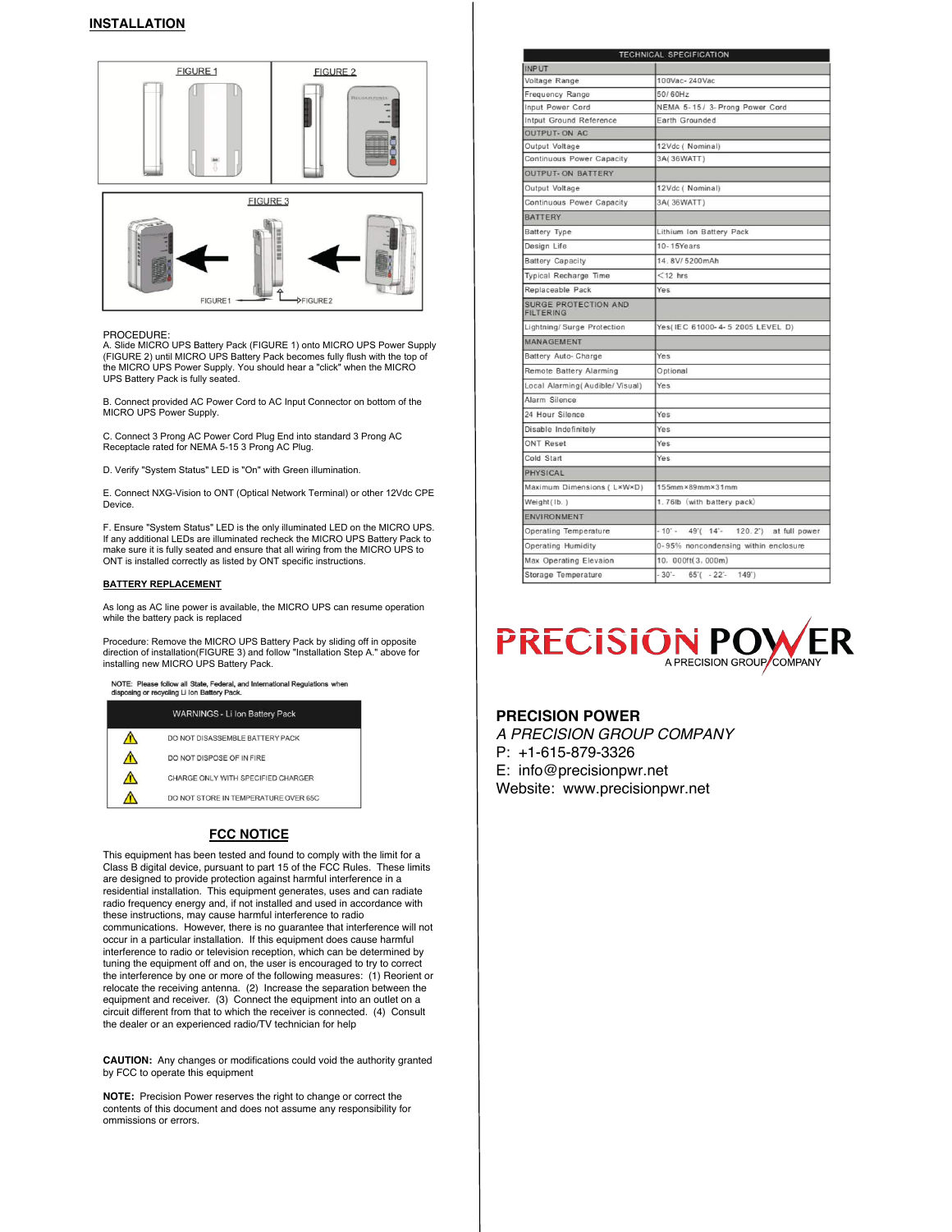## INSTALLATION

FIGURE 1

FIGURE 2

FIGURE 3

FIGURE1

FIGURE2

PROCEDURE:
A. Slide MICRO UPS Battery Pack (FIGURE 1) onto MICRO UPS Power Supply (FIGURE 2) until MICRO UPS Battery Pack becomes fully flush with the top of the MICRO UPS Power Supply. You should hear a "click" when the MICRO UPS Battery Pack is fully seated.

B. Connect provided AC Power Cord to AC Input Connector on bottom of the MICRO UPS Power Supply.

C. Connect 3 Prong AC Power Cord Plug End into standard 3 Prong AC Receptacle rated for NEMA 5-15 3 Prong AC Plug.

D. Verify "System Status" LED is "On" with Green illumination.

E. Connect NXG-Vision to ONT (Optical Network Terminal) or other 12Vdc CPE Device.

F. Ensure "System Status" LED is the only illuminated LED on the MICRO UPS. If any additional LEDs are illuminated recheck the MICRO UPS Battery Pack to make sure it is fully seated and ensure that all wiring from the MICRO UPS to ONT is installed correctly as listed by ONT specific instructions.

### BATTERY REPLACEMENT

As long as AC line power is available, the MICRO UPS can resume operation while the battery pack is replaced

Procedure: Remove the MICRO UPS Battery Pack by sliding off in opposite direction of installation(FIGURE 3) and follow "Installation Step A." above for installing new MICRO UPS Battery Pack.

NOTE: Please follow all State, Federal, and International Regulations when disposing or recycling Li Ion Battery Pack.

| WARNINGS - Li Ion Battery Pack | |
|---|---|
| ⚠ | DO NOT DISASSEMBLE BATTERY PACK |
| ⚠ | DO NOT DISPOSE OF IN FIRE |
| ⚠ | CHARGE ONLY WITH SPECIFIED CHARGER |
| ⚠ | DO NOT STORE IN TEMPERATURE OVER 65C |

### FCC NOTICE

This equipment has been tested and found to comply with the limit for a Class B digital device, pursuant to part 15 of the FCC Rules. These limits are designed to provide protection against harmful interference in a residential installation. This equipment generates, uses and can radiate radio frequency energy and, if not installed and used in accordance with these instructions, may cause harmful interference to radio communications. However, there is no guarantee that interference will not occur in a particular installation. If this equipment does cause harmful interference to radio or television reception, which can be determined by tuning the equipment off and on, the user is encouraged to try to correct the interference by one or more of the following measures: (1) Reorient or relocate the receiving antenna. (2) Increase the separation between the equipment and receiver. (3) Connect the equipment into an outlet on a circuit different from that to which the receiver is connected. (4) Consult the dealer or an experienced radio/TV technician for help

**CAUTION:** Any changes or modifications could void the authority granted by FCC to operate this equipment

**NOTE:** Precision Power reserves the right to change or correct the contents of this document and does not assume any responsibility for ommissions or errors.

| TECHNICAL SPECIFICATION | |
|---|---|
| INPUT | |
| Voltage Range | 100Vac-240Vac |
| Frequency Range | 50/60Hz |
| Input Power Cord | NEMA 5-15 / 3-Prong Power Cord |
| Intput Ground Reference | Earth Grounded |
| OUTPUT-ON AC | |
| Output Voltage | 12Vdc (Nominal) |
| Continuous Power Capacity | 3A(36WATT) |
| OUTPUT-ON BATTERY | |
| Output Voltage | 12Vdc (Nominal) |
| Continuous Power Capacity | 3A(36WATT) |
| BATTERY | |
| Battery Type | Lithium Ion Battery Pack |
| Design Life | 10-15Years |
| Battery Capacity | 14.8V/5200mAh |
| Typical Recharge Time | <12 hrs |
| Replaceable Pack | Yes |
| SURGE PROTECTION AND FILTERING | |
| Lightning/Surge Protection | Yes(IEC 61000-4-5 2005 LEVEL D) |
| MANAGEMENT | |
| Battery Auto-Charge | Yes |
| Remote Battery Alarming | Optional |
| Local Alarming(Audible/Visual) | Yes |
| Alarm Silence | |
| 24 Hour Silence | Yes |
| Disable Indefinitely | Yes |
| ONT Reset | Yes |
| Cold Start | Yes |
| PHYSICAL | |
| Maximum Dimensions (L×W×D) | 155mm×89mm×31mm |
| Weight(lb.) | 1.76lb (with battery pack) |
| ENVIRONMENT | |
| Operating Temperature | -10'- 49'( 14'- 120.2') at full power |
| Operating Humidity | 0-95% noncondensing within enclosure |
| Max Operating Elevaion | 10.000ft(3.000m) |
| Storage Temperature | -30'- 65'( -22'- 149') |

PRECISION POWER
A PRECISION GROUP COMPANY

**PRECISION POWER**
*A PRECISION GROUP COMPANY*
P: +1-615-879-3326
E: info@precisionpwr.net
Website: www.precisionpwr.net